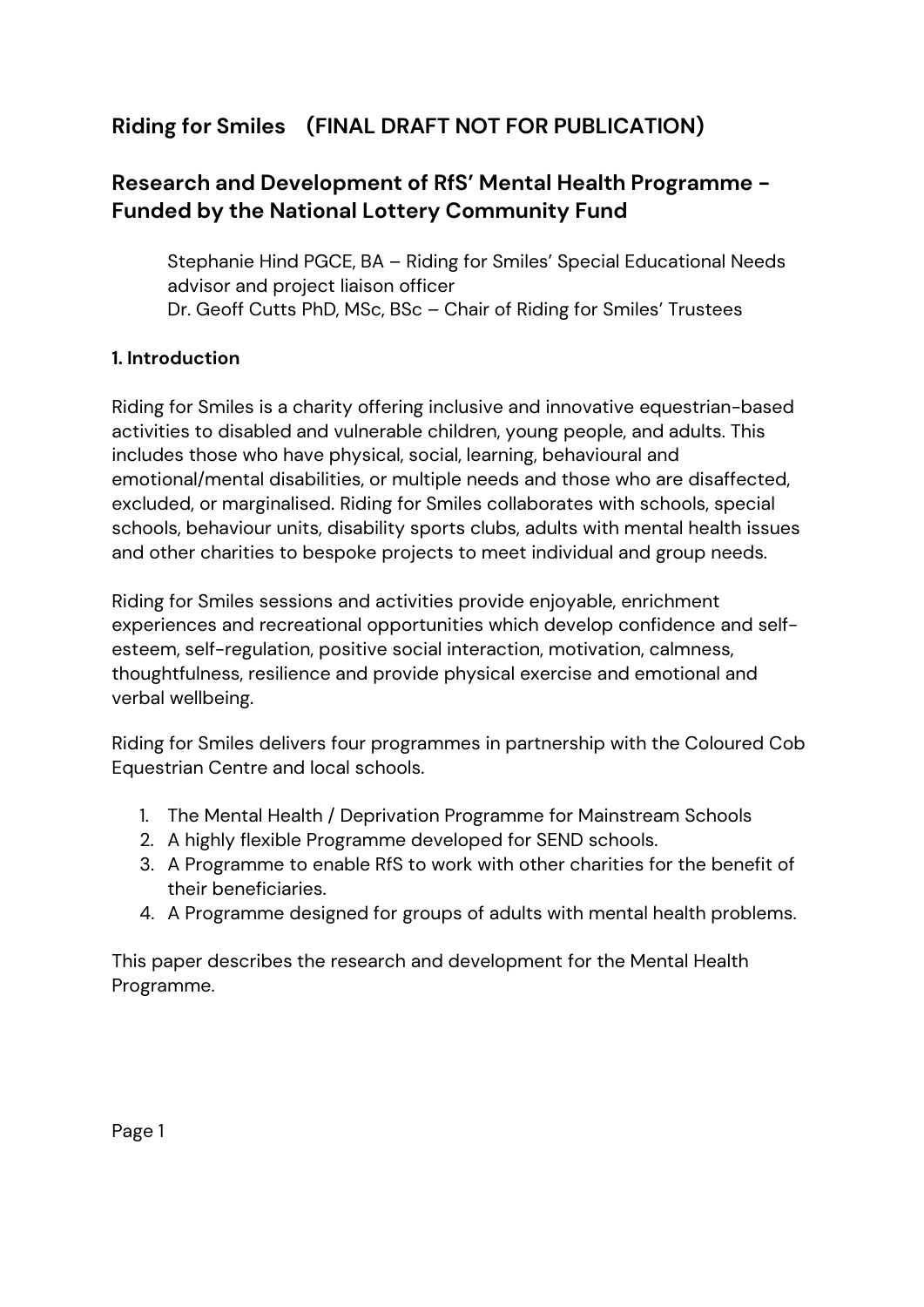# Riding for Smiles (FINAL DRAFT NOT FOR PUBLICATION)

## Research and Development of RfS' Mental Health Programme - Funded by the National Lottery Community Fund

Stephanie Hind PGCE, BA – Riding for Smiles' Special Educational Needs advisor and project liaison officer
Dr. Geoff Cutts PhD, MSc, BSc – Chair of Riding for Smiles' Trustees

### 1. Introduction

Riding for Smiles is a charity offering inclusive and innovative equestrian-based activities to disabled and vulnerable children, young people, and adults. This includes those who have physical, social, learning, behavioural and emotional/mental disabilities, or multiple needs and those who are disaffected, excluded, or marginalised. Riding for Smiles collaborates with schools, special schools, behaviour units, disability sports clubs, adults with mental health issues and other charities to bespoke projects to meet individual and group needs.

Riding for Smiles sessions and activities provide enjoyable, enrichment experiences and recreational opportunities which develop confidence and self-esteem, self-regulation, positive social interaction, motivation, calmness, thoughtfulness, resilience and provide physical exercise and emotional and verbal wellbeing.

Riding for Smiles delivers four programmes in partnership with the Coloured Cob Equestrian Centre and local schools.

1. The Mental Health / Deprivation Programme for Mainstream Schools
2. A highly flexible Programme developed for SEND schools.
3. A Programme to enable RfS to work with other charities for the benefit of their beneficiaries.
4. A Programme designed for groups of adults with mental health problems.

This paper describes the research and development for the Mental Health Programme.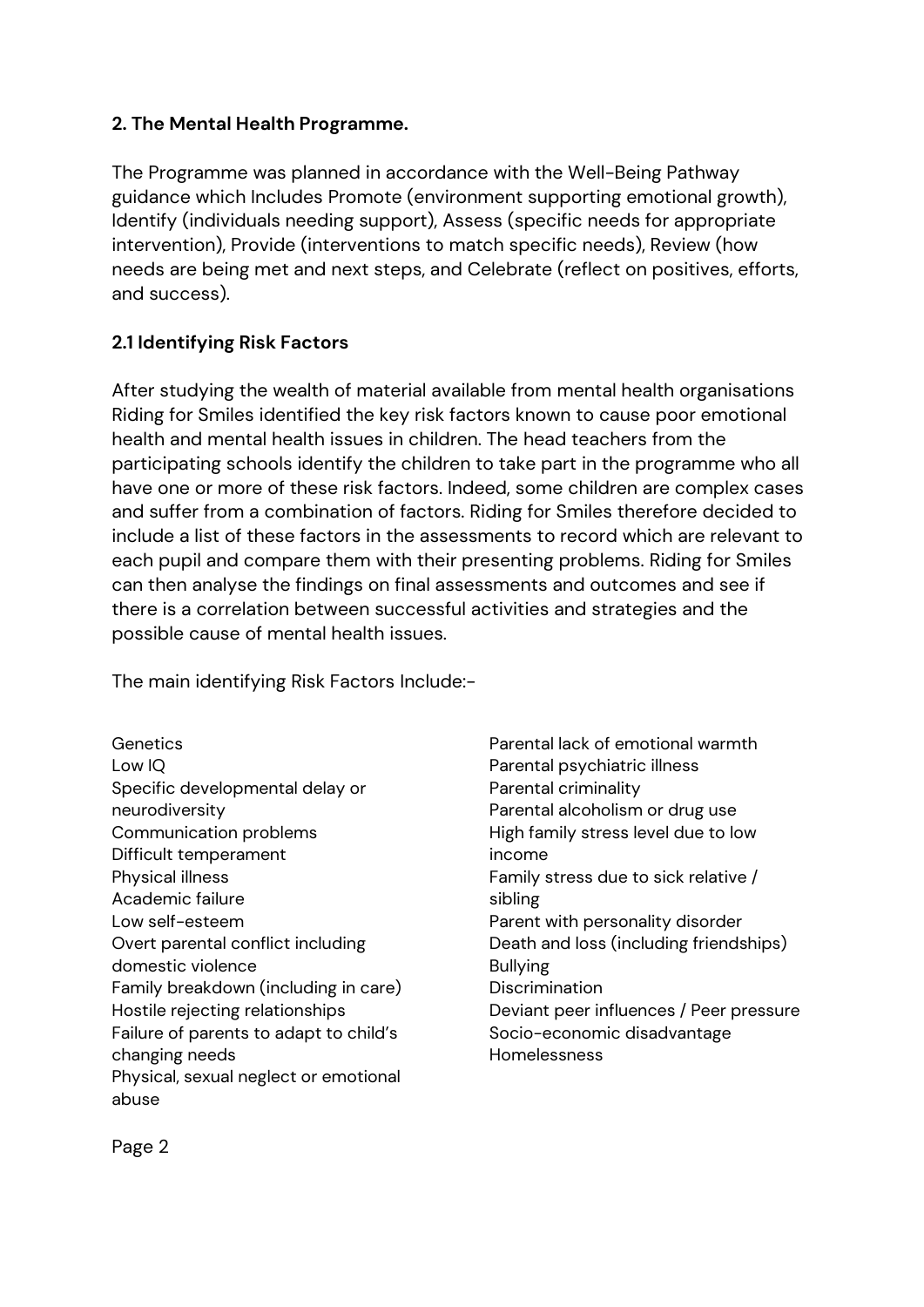**2. The Mental Health Programme.**

The Programme was planned in accordance with the Well-Being Pathway guidance which Includes Promote (environment supporting emotional growth), Identify (individuals needing support), Assess (specific needs for appropriate intervention), Provide (interventions to match specific needs), Review (how needs are being met and next steps, and Celebrate (reflect on positives, efforts, and success).

**2.1 Identifying Risk Factors**

After studying the wealth of material available from mental health organisations Riding for Smiles identified the key risk factors known to cause poor emotional health and mental health issues in children. The head teachers from the participating schools identify the children to take part in the programme who all have one or more of these risk factors. Indeed, some children are complex cases and suffer from a combination of factors. Riding for Smiles therefore decided to include a list of these factors in the assessments to record which are relevant to each pupil and compare them with their presenting problems. Riding for Smiles can then analyse the findings on final assessments and outcomes and see if there is a correlation between successful activities and strategies and the possible cause of mental health issues.

The main identifying Risk Factors Include:-

- Genetics
- Low IQ
- Specific developmental delay or neurodiversity
- Communication problems
- Difficult temperament
- Physical illness
- Academic failure
- Low self-esteem
- Overt parental conflict including domestic violence
- Family breakdown (including in care)
- Hostile rejecting relationships
- Failure of parents to adapt to child's changing needs
- Physical, sexual neglect or emotional abuse
- Parental lack of emotional warmth
- Parental psychiatric illness
- Parental criminality
- Parental alcoholism or drug use
- High family stress level due to low income
- Family stress due to sick relative / sibling
- Parent with personality disorder
- Death and loss (including friendships)
- Bullying
- Discrimination
- Deviant peer influences / Peer pressure
- Socio-economic disadvantage
- Homelessness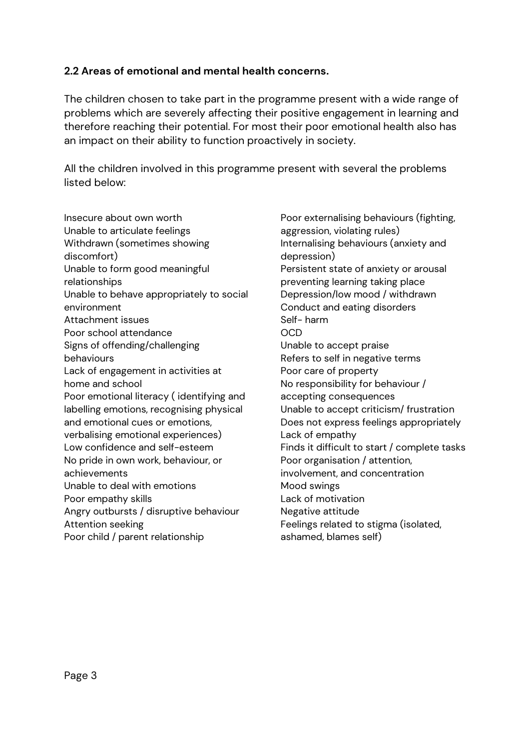### 2.2 Areas of emotional and mental health concerns.

The children chosen to take part in the programme present with a wide range of problems which are severely affecting their positive engagement in learning and therefore reaching their potential. For most their poor emotional health also has an impact on their ability to function proactively in society.

All the children involved in this programme present with several the problems listed below:

- Insecure about own worth
- Unable to articulate feelings
- Withdrawn (sometimes showing discomfort)
- Unable to form good meaningful relationships
- Unable to behave appropriately to social environment
- Attachment issues
- Poor school attendance
- Signs of offending/challenging behaviours
- Lack of engagement in activities at home and school
- Poor emotional literacy ( identifying and labelling emotions, recognising physical and emotional cues or emotions, verbalising emotional experiences)
- Low confidence and self-esteem
- No pride in own work, behaviour, or achievements
- Unable to deal with emotions
- Poor empathy skills
- Angry outbursts / disruptive behaviour
- Attention seeking
- Poor child / parent relationship
- Poor externalising behaviours (fighting, aggression, violating rules)
- Internalising behaviours (anxiety and depression)
- Persistent state of anxiety or arousal preventing learning taking place
- Depression/low mood / withdrawn
- Conduct and eating disorders
- Self- harm
- OCD
- Unable to accept praise
- Refers to self in negative terms
- Poor care of property
- No responsibility for behaviour / accepting consequences
- Unable to accept criticism/ frustration
- Does not express feelings appropriately
- Lack of empathy
- Finds it difficult to start / complete tasks
- Poor organisation / attention, involvement, and concentration
- Mood swings
- Lack of motivation
- Negative attitude
- Feelings related to stigma (isolated, ashamed, blames self)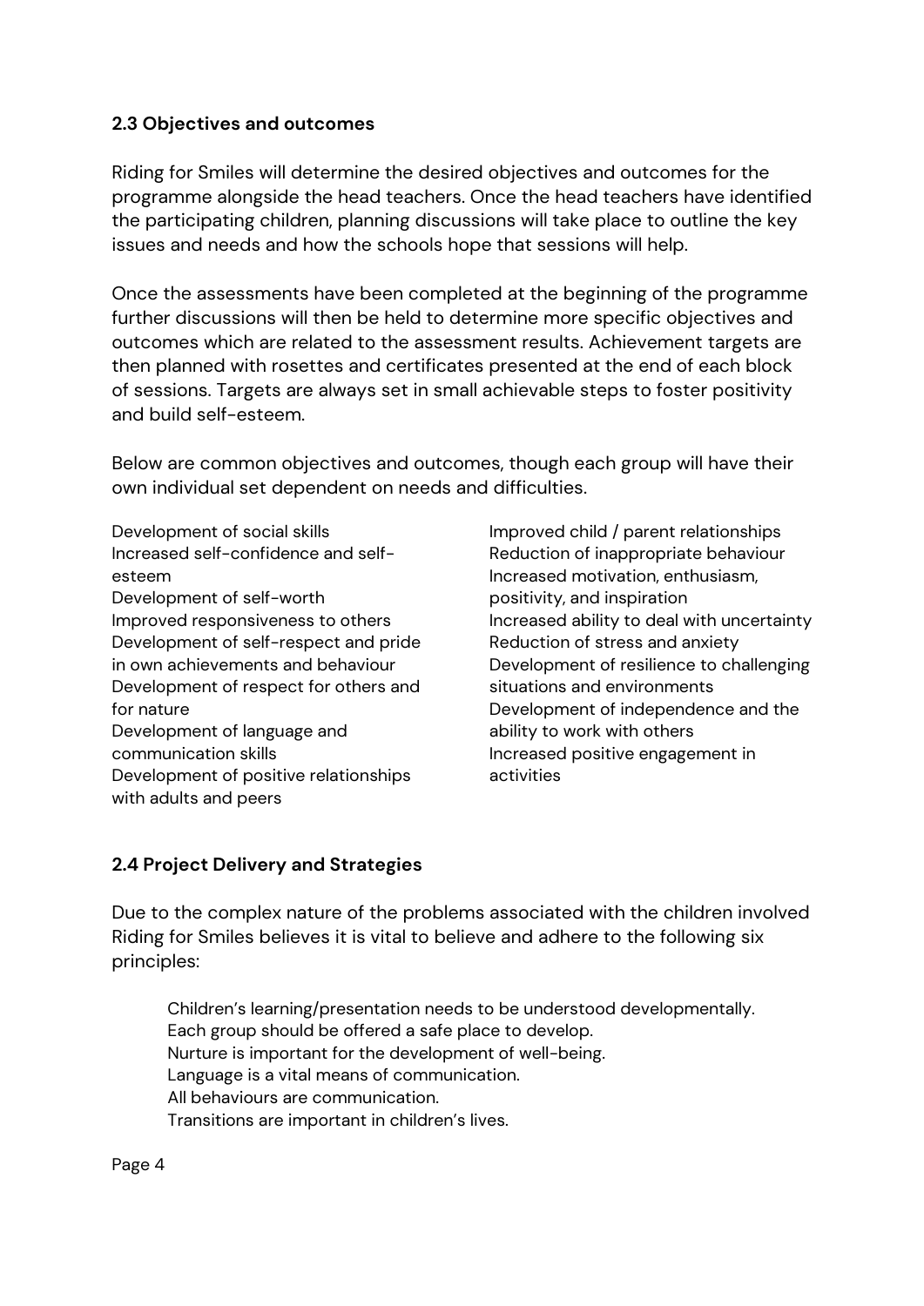### 2.3 Objectives and outcomes

Riding for Smiles will determine the desired objectives and outcomes for the programme alongside the head teachers. Once the head teachers have identified the participating children, planning discussions will take place to outline the key issues and needs and how the schools hope that sessions will help.

Once the assessments have been completed at the beginning of the programme further discussions will then be held to determine more specific objectives and outcomes which are related to the assessment results. Achievement targets are then planned with rosettes and certificates presented at the end of each block of sessions. Targets are always set in small achievable steps to foster positivity and build self-esteem.

Below are common objectives and outcomes, though each group will have their own individual set dependent on needs and difficulties.

- Development of social skills
- Increased self-confidence and self-esteem
- Development of self-worth
- Improved responsiveness to others
- Development of self-respect and pride in own achievements and behaviour
- Development of respect for others and for nature
- Development of language and communication skills
- Development of positive relationships with adults and peers
- Improved child / parent relationships
- Reduction of inappropriate behaviour
- Increased motivation, enthusiasm, positivity, and inspiration
- Increased ability to deal with uncertainty
- Reduction of stress and anxiety
- Development of resilience to challenging situations and environments
- Development of independence and the ability to work with others
- Increased positive engagement in activities

### 2.4 Project Delivery and Strategies

Due to the complex nature of the problems associated with the children involved Riding for Smiles believes it is vital to believe and adhere to the following six principles:

- Children's learning/presentation needs to be understood developmentally.
- Each group should be offered a safe place to develop.
- Nurture is important for the development of well-being.
- Language is a vital means of communication.
- All behaviours are communication.
- Transitions are important in children's lives.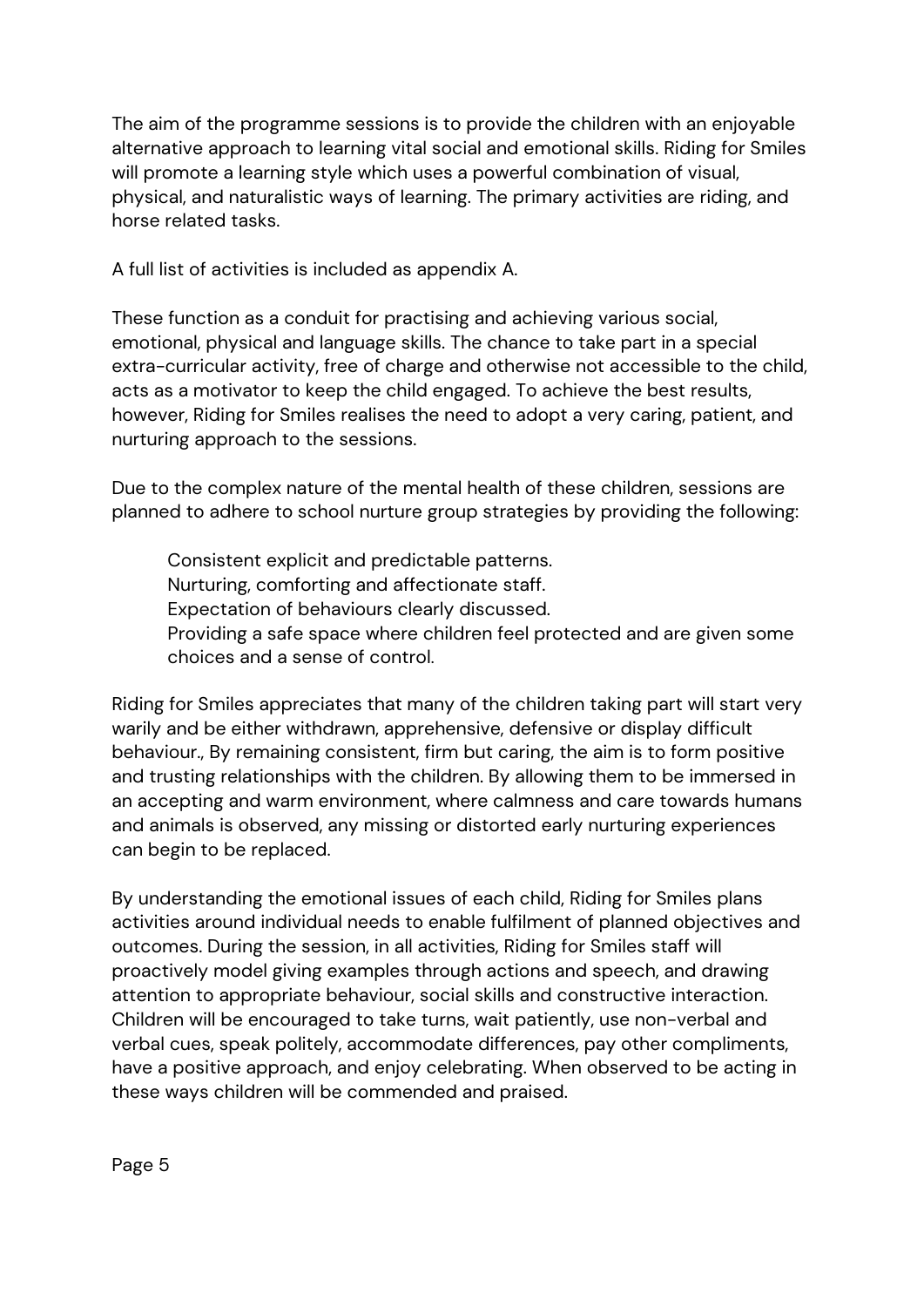The aim of the programme sessions is to provide the children with an enjoyable alternative approach to learning vital social and emotional skills. Riding for Smiles will promote a learning style which uses a powerful combination of visual, physical, and naturalistic ways of learning. The primary activities are riding, and horse related tasks.

A full list of activities is included as appendix A.

These function as a conduit for practising and achieving various social, emotional, physical and language skills. The chance to take part in a special extra-curricular activity, free of charge and otherwise not accessible to the child, acts as a motivator to keep the child engaged. To achieve the best results, however, Riding for Smiles realises the need to adopt a very caring, patient, and nurturing approach to the sessions.

Due to the complex nature of the mental health of these children, sessions are planned to adhere to school nurture group strategies by providing the following:

> Consistent explicit and predictable patterns.
> Nurturing, comforting and affectionate staff.
> Expectation of behaviours clearly discussed.
> Providing a safe space where children feel protected and are given some choices and a sense of control.

Riding for Smiles appreciates that many of the children taking part will start very warily and be either withdrawn, apprehensive, defensive or display difficult behaviour., By remaining consistent, firm but caring, the aim is to form positive and trusting relationships with the children. By allowing them to be immersed in an accepting and warm environment, where calmness and care towards humans and animals is observed, any missing or distorted early nurturing experiences can begin to be replaced.

By understanding the emotional issues of each child, Riding for Smiles plans activities around individual needs to enable fulfilment of planned objectives and outcomes. During the session, in all activities, Riding for Smiles staff will proactively model giving examples through actions and speech, and drawing attention to appropriate behaviour, social skills and constructive interaction. Children will be encouraged to take turns, wait patiently, use non-verbal and verbal cues, speak politely, accommodate differences, pay other compliments, have a positive approach, and enjoy celebrating. When observed to be acting in these ways children will be commended and praised.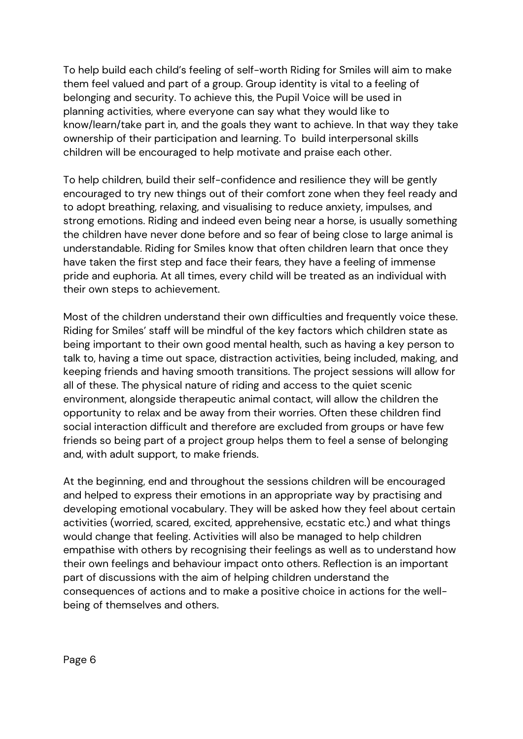To help build each child's feeling of self-worth Riding for Smiles will aim to make them feel valued and part of a group. Group identity is vital to a feeling of belonging and security. To achieve this, the Pupil Voice will be used in planning activities, where everyone can say what they would like to know/learn/take part in, and the goals they want to achieve. In that way they take ownership of their participation and learning. To build interpersonal skills children will be encouraged to help motivate and praise each other.

To help children, build their self-confidence and resilience they will be gently encouraged to try new things out of their comfort zone when they feel ready and to adopt breathing, relaxing, and visualising to reduce anxiety, impulses, and strong emotions. Riding and indeed even being near a horse, is usually something the children have never done before and so fear of being close to large animal is understandable. Riding for Smiles know that often children learn that once they have taken the first step and face their fears, they have a feeling of immense pride and euphoria. At all times, every child will be treated as an individual with their own steps to achievement.

Most of the children understand their own difficulties and frequently voice these. Riding for Smiles' staff will be mindful of the key factors which children state as being important to their own good mental health, such as having a key person to talk to, having a time out space, distraction activities, being included, making, and keeping friends and having smooth transitions. The project sessions will allow for all of these. The physical nature of riding and access to the quiet scenic environment, alongside therapeutic animal contact, will allow the children the opportunity to relax and be away from their worries. Often these children find social interaction difficult and therefore are excluded from groups or have few friends so being part of a project group helps them to feel a sense of belonging and, with adult support, to make friends.

At the beginning, end and throughout the sessions children will be encouraged and helped to express their emotions in an appropriate way by practising and developing emotional vocabulary. They will be asked how they feel about certain activities (worried, scared, excited, apprehensive, ecstatic etc.) and what things would change that feeling. Activities will also be managed to help children empathise with others by recognising their feelings as well as to understand how their own feelings and behaviour impact onto others. Reflection is an important part of discussions with the aim of helping children understand the consequences of actions and to make a positive choice in actions for the well-being of themselves and others.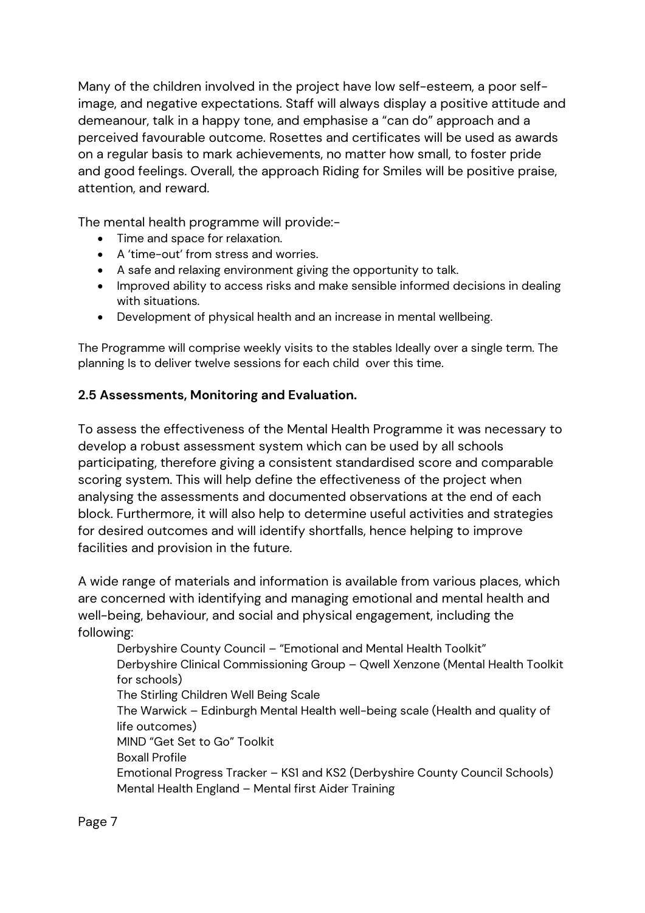Many of the children involved in the project have low self-esteem, a poor self-image, and negative expectations. Staff will always display a positive attitude and demeanour, talk in a happy tone, and emphasise a "can do" approach and a perceived favourable outcome. Rosettes and certificates will be used as awards on a regular basis to mark achievements, no matter how small, to foster pride and good feelings. Overall, the approach Riding for Smiles will be positive praise, attention, and reward.

The mental health programme will provide:-

- Time and space for relaxation.
- A 'time-out' from stress and worries.
- A safe and relaxing environment giving the opportunity to talk.
- Improved ability to access risks and make sensible informed decisions in dealing with situations.
- Development of physical health and an increase in mental wellbeing.

The Programme will comprise weekly visits to the stables Ideally over a single term. The planning Is to deliver twelve sessions for each child over this time.

### 2.5 Assessments, Monitoring and Evaluation.

To assess the effectiveness of the Mental Health Programme it was necessary to develop a robust assessment system which can be used by all schools participating, therefore giving a consistent standardised score and comparable scoring system. This will help define the effectiveness of the project when analysing the assessments and documented observations at the end of each block. Furthermore, it will also help to determine useful activities and strategies for desired outcomes and will identify shortfalls, hence helping to improve facilities and provision in the future.

A wide range of materials and information is available from various places, which are concerned with identifying and managing emotional and mental health and well-being, behaviour, and social and physical engagement, including the following:

Derbyshire County Council – "Emotional and Mental Health Toolkit"
Derbyshire Clinical Commissioning Group – Qwell Xenzone (Mental Health Toolkit for schools)
The Stirling Children Well Being Scale
The Warwick – Edinburgh Mental Health well-being scale (Health and quality of life outcomes)
MIND "Get Set to Go" Toolkit
Boxall Profile
Emotional Progress Tracker – KS1 and KS2 (Derbyshire County Council Schools)
Mental Health England – Mental first Aider Training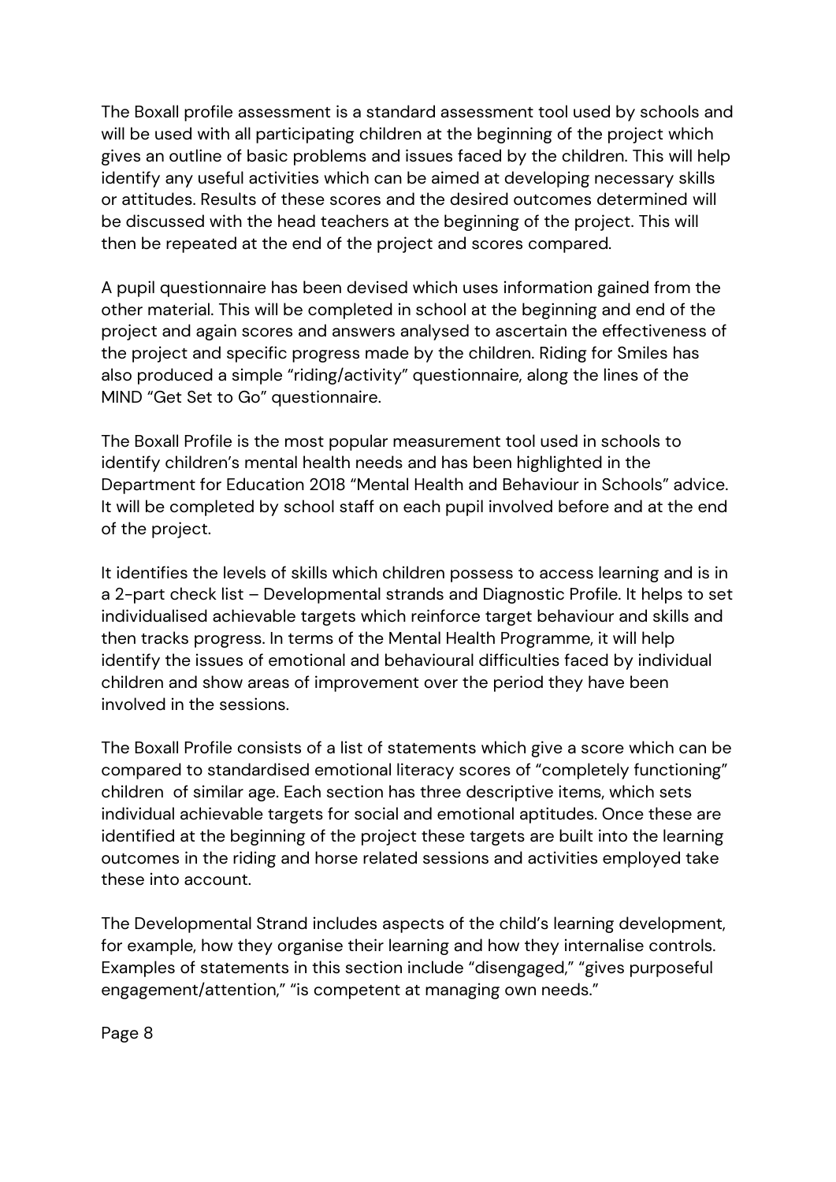The Boxall profile assessment is a standard assessment tool used by schools and will be used with all participating children at the beginning of the project which gives an outline of basic problems and issues faced by the children. This will help identify any useful activities which can be aimed at developing necessary skills or attitudes. Results of these scores and the desired outcomes determined will be discussed with the head teachers at the beginning of the project. This will then be repeated at the end of the project and scores compared.

A pupil questionnaire has been devised which uses information gained from the other material. This will be completed in school at the beginning and end of the project and again scores and answers analysed to ascertain the effectiveness of the project and specific progress made by the children. Riding for Smiles has also produced a simple "riding/activity" questionnaire, along the lines of the MIND "Get Set to Go" questionnaire.

The Boxall Profile is the most popular measurement tool used in schools to identify children's mental health needs and has been highlighted in the Department for Education 2018 "Mental Health and Behaviour in Schools" advice. It will be completed by school staff on each pupil involved before and at the end of the project.

It identifies the levels of skills which children possess to access learning and is in a 2-part check list – Developmental strands and Diagnostic Profile. It helps to set individualised achievable targets which reinforce target behaviour and skills and then tracks progress. In terms of the Mental Health Programme, it will help identify the issues of emotional and behavioural difficulties faced by individual children and show areas of improvement over the period they have been involved in the sessions.

The Boxall Profile consists of a list of statements which give a score which can be compared to standardised emotional literacy scores of "completely functioning" children of similar age. Each section has three descriptive items, which sets individual achievable targets for social and emotional aptitudes. Once these are identified at the beginning of the project these targets are built into the learning outcomes in the riding and horse related sessions and activities employed take these into account.

The Developmental Strand includes aspects of the child's learning development, for example, how they organise their learning and how they internalise controls. Examples of statements in this section include "disengaged," "gives purposeful engagement/attention," "is competent at managing own needs."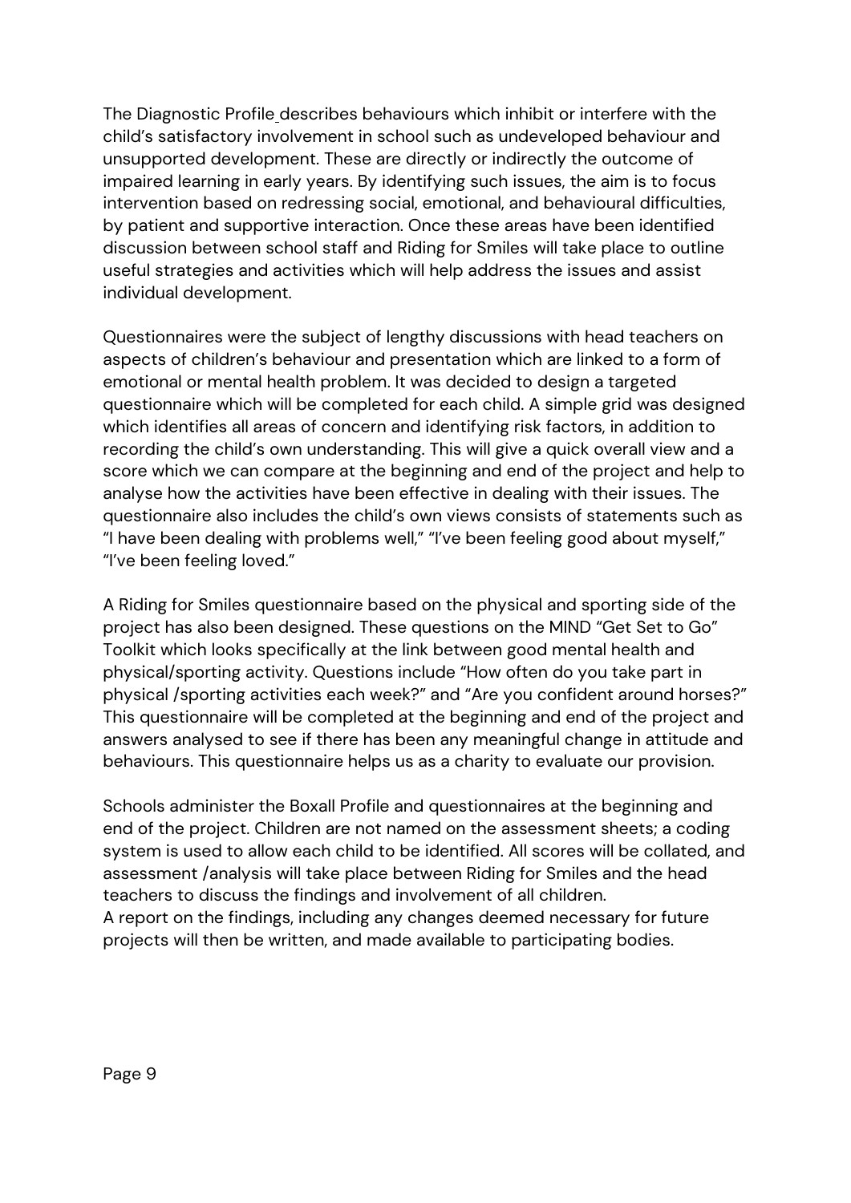The Diagnostic Profile describes behaviours which inhibit or interfere with the child's satisfactory involvement in school such as undeveloped behaviour and unsupported development. These are directly or indirectly the outcome of impaired learning in early years. By identifying such issues, the aim is to focus intervention based on redressing social, emotional, and behavioural difficulties, by patient and supportive interaction. Once these areas have been identified discussion between school staff and Riding for Smiles will take place to outline useful strategies and activities which will help address the issues and assist individual development.

Questionnaires were the subject of lengthy discussions with head teachers on aspects of children's behaviour and presentation which are linked to a form of emotional or mental health problem. It was decided to design a targeted questionnaire which will be completed for each child. A simple grid was designed which identifies all areas of concern and identifying risk factors, in addition to recording the child's own understanding. This will give a quick overall view and a score which we can compare at the beginning and end of the project and help to analyse how the activities have been effective in dealing with their issues. The questionnaire also includes the child's own views consists of statements such as "I have been dealing with problems well," "I've been feeling good about myself," "I've been feeling loved."

A Riding for Smiles questionnaire based on the physical and sporting side of the project has also been designed. These questions on the MIND "Get Set to Go" Toolkit which looks specifically at the link between good mental health and physical/sporting activity. Questions include "How often do you take part in physical /sporting activities each week?" and "Are you confident around horses?" This questionnaire will be completed at the beginning and end of the project and answers analysed to see if there has been any meaningful change in attitude and behaviours. This questionnaire helps us as a charity to evaluate our provision.

Schools administer the Boxall Profile and questionnaires at the beginning and end of the project. Children are not named on the assessment sheets; a coding system is used to allow each child to be identified. All scores will be collated, and assessment /analysis will take place between Riding for Smiles and the head teachers to discuss the findings and involvement of all children.
A report on the findings, including any changes deemed necessary for future projects will then be written, and made available to participating bodies.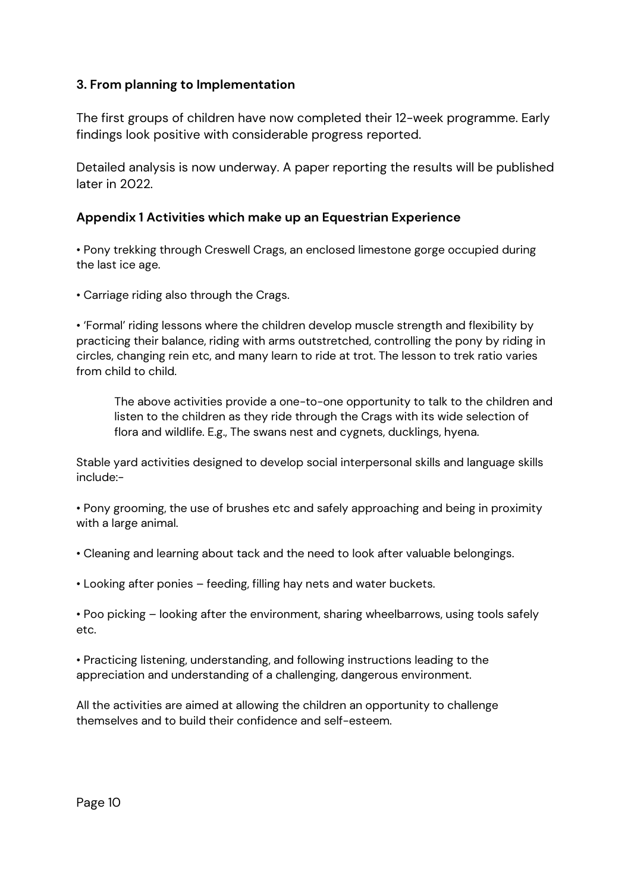### 3. From planning to Implementation

The first groups of children have now completed their 12-week programme. Early findings look positive with considerable progress reported.

Detailed analysis is now underway. A paper reporting the results will be published later in 2022.

### Appendix 1 Activities which make up an Equestrian Experience

- Pony trekking through Creswell Crags, an enclosed limestone gorge occupied during the last ice age.
- Carriage riding also through the Crags.
- 'Formal' riding lessons where the children develop muscle strength and flexibility by practicing their balance, riding with arms outstretched, controlling the pony by riding in circles, changing rein etc, and many learn to ride at trot. The lesson to trek ratio varies from child to child.

> The above activities provide a one-to-one opportunity to talk to the children and listen to the children as they ride through the Crags with its wide selection of flora and wildlife. E.g., The swans nest and cygnets, ducklings, hyena.

Stable yard activities designed to develop social interpersonal skills and language skills include:-

- Pony grooming, the use of brushes etc and safely approaching and being in proximity with a large animal.
- Cleaning and learning about tack and the need to look after valuable belongings.
- Looking after ponies – feeding, filling hay nets and water buckets.
- Poo picking – looking after the environment, sharing wheelbarrows, using tools safely etc.
- Practicing listening, understanding, and following instructions leading to the appreciation and understanding of a challenging, dangerous environment.

All the activities are aimed at allowing the children an opportunity to challenge themselves and to build their confidence and self-esteem.